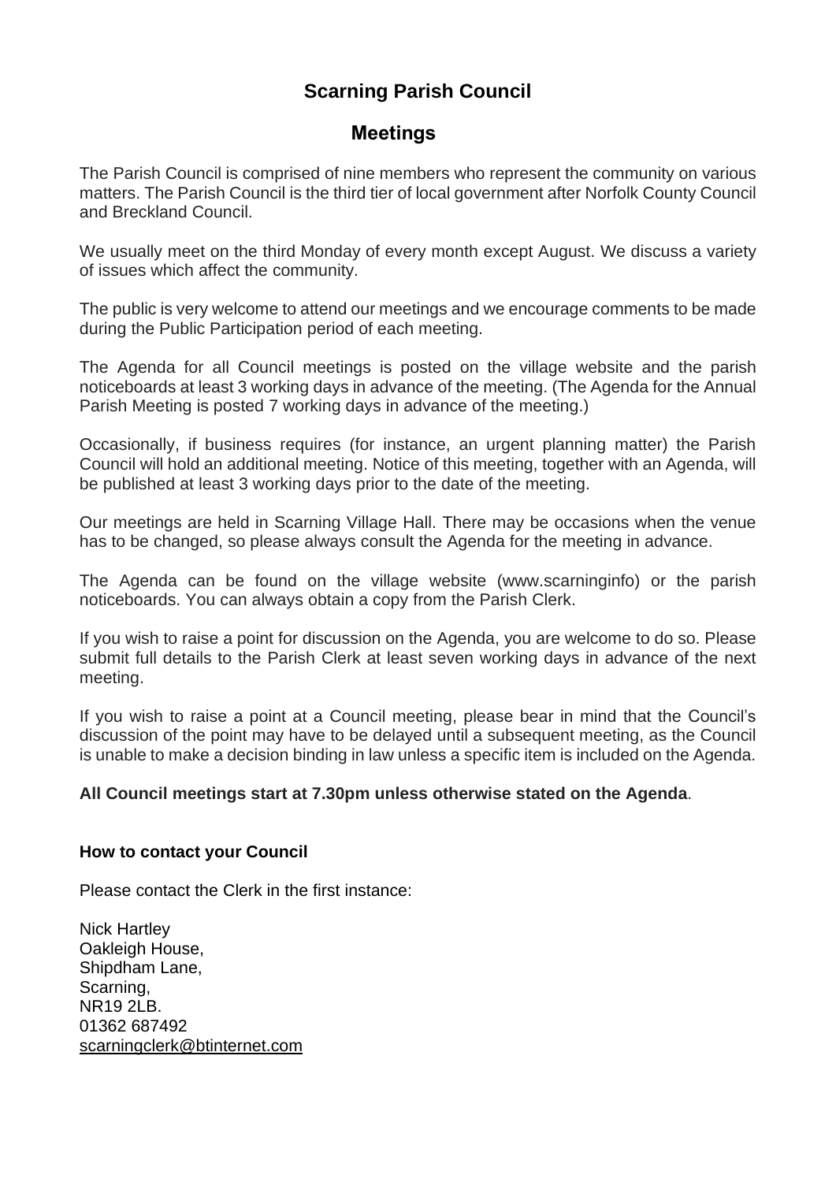# Scarning Parish Council

## Meetings

The Parish Council is comprised of nine members who represent the community on various matters. The Parish Council is the third tier of local government after Norfolk County Council and Breckland Council.

We usually meet on the third Monday of every month except August. We discuss a variety of issues which affect the community.

The public is very welcome to attend our meetings and we encourage comments to be made during the Public Participation period of each meeting.

The Agenda for all Council meetings is posted on the village website and the parish noticeboards at least 3 working days in advance of the meeting. (The Agenda for the Annual Parish Meeting is posted 7 working days in advance of the meeting.)

Occasionally, if business requires (for instance, an urgent planning matter) the Parish Council will hold an additional meeting. Notice of this meeting, together with an Agenda, will be published at least 3 working days prior to the date of the meeting.

Our meetings are held in Scarning Village Hall. There may be occasions when the venue has to be changed, so please always consult the Agenda for the meeting in advance.

The Agenda can be found on the village website (www.scarninginfo) or the parish noticeboards. You can always obtain a copy from the Parish Clerk.

If you wish to raise a point for discussion on the Agenda, you are welcome to do so. Please submit full details to the Parish Clerk at least seven working days in advance of the next meeting.

If you wish to raise a point at a Council meeting, please bear in mind that the Council's discussion of the point may have to be delayed until a subsequent meeting, as the Council is unable to make a decision binding in law unless a specific item is included on the Agenda.

**All Council meetings start at 7.30pm unless otherwise stated on the Agenda**.

**How to contact your Council**

Please contact the Clerk in the first instance:

Nick Hartley
Oakleigh House,
Shipdham Lane,
Scarning,
NR19 2LB.
01362 687492
scarningclerk@btinternet.com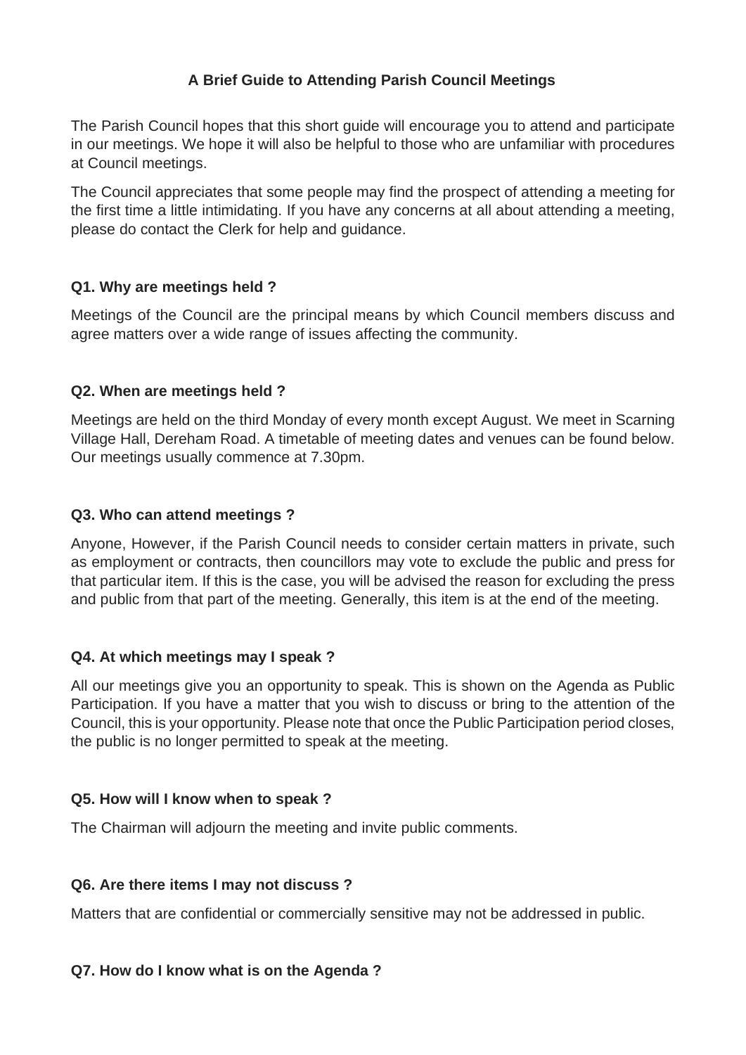## A Brief Guide to Attending Parish Council Meetings

The Parish Council hopes that this short guide will encourage you to attend and participate in our meetings. We hope it will also be helpful to those who are unfamiliar with procedures at Council meetings.

The Council appreciates that some people may find the prospect of attending a meeting for the first time a little intimidating. If you have any concerns at all about attending a meeting, please do contact the Clerk for help and guidance.

### Q1. Why are meetings held ?

Meetings of the Council are the principal means by which Council members discuss and agree matters over a wide range of issues affecting the community.

### Q2. When are meetings held ?

Meetings are held on the third Monday of every month except August. We meet in Scarning Village Hall, Dereham Road. A timetable of meeting dates and venues can be found below. Our meetings usually commence at 7.30pm.

### Q3. Who can attend meetings ?

Anyone, However, if the Parish Council needs to consider certain matters in private, such as employment or contracts, then councillors may vote to exclude the public and press for that particular item. If this is the case, you will be advised the reason for excluding the press and public from that part of the meeting. Generally, this item is at the end of the meeting.

### Q4. At which meetings may I speak ?

All our meetings give you an opportunity to speak. This is shown on the Agenda as Public Participation. If you have a matter that you wish to discuss or bring to the attention of the Council, this is your opportunity. Please note that once the Public Participation period closes, the public is no longer permitted to speak at the meeting.

### Q5. How will I know when to speak ?

The Chairman will adjourn the meeting and invite public comments.

### Q6. Are there items I may not discuss ?

Matters that are confidential or commercially sensitive may not be addressed in public.

### Q7. How do I know what is on the Agenda ?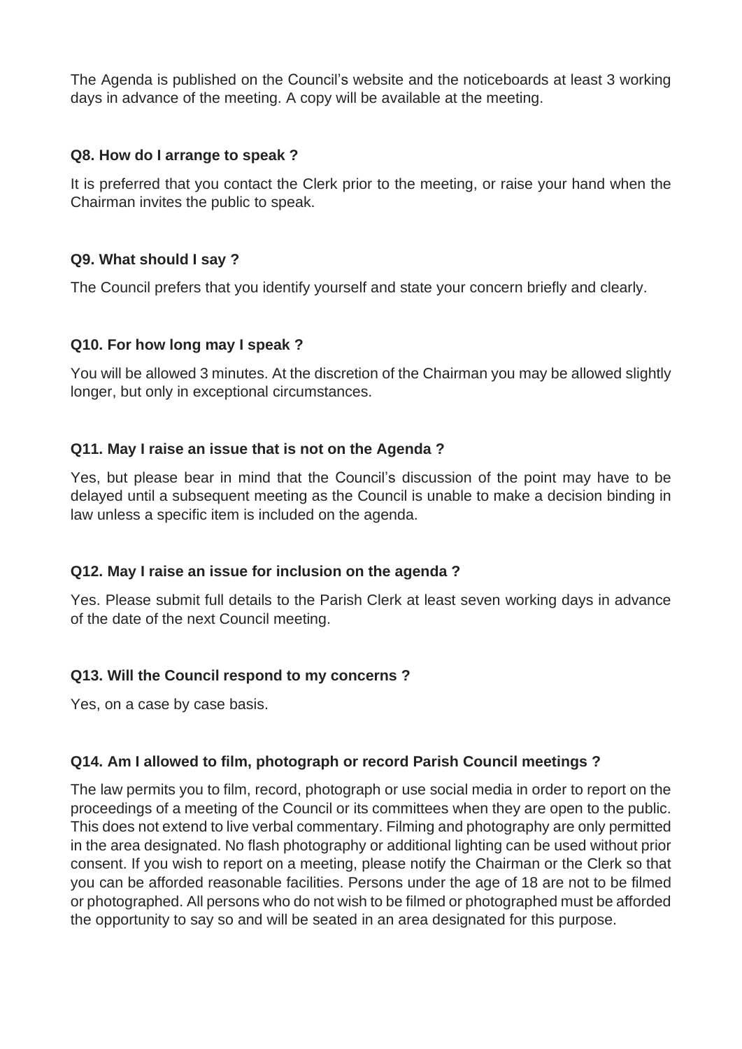The Agenda is published on the Council's website and the noticeboards at least 3 working days in advance of the meeting. A copy will be available at the meeting.

**Q8. How do I arrange to speak ?**

It is preferred that you contact the Clerk prior to the meeting, or raise your hand when the Chairman invites the public to speak.

**Q9. What should I say ?**

The Council prefers that you identify yourself and state your concern briefly and clearly.

**Q10. For how long may I speak ?**

You will be allowed 3 minutes. At the discretion of the Chairman you may be allowed slightly longer, but only in exceptional circumstances.

**Q11. May I raise an issue that is not on the Agenda ?**

Yes, but please bear in mind that the Council's discussion of the point may have to be delayed until a subsequent meeting as the Council is unable to make a decision binding in law unless a specific item is included on the agenda.

**Q12. May I raise an issue for inclusion on the agenda ?**

Yes. Please submit full details to the Parish Clerk at least seven working days in advance of the date of the next Council meeting.

**Q13. Will the Council respond to my concerns ?**

Yes, on a case by case basis.

**Q14. Am I allowed to film, photograph or record Parish Council meetings ?**

The law permits you to film, record, photograph or use social media in order to report on the proceedings of a meeting of the Council or its committees when they are open to the public. This does not extend to live verbal commentary. Filming and photography are only permitted in the area designated. No flash photography or additional lighting can be used without prior consent. If you wish to report on a meeting, please notify the Chairman or the Clerk so that you can be afforded reasonable facilities. Persons under the age of 18 are not to be filmed or photographed. All persons who do not wish to be filmed or photographed must be afforded the opportunity to say so and will be seated in an area designated for this purpose.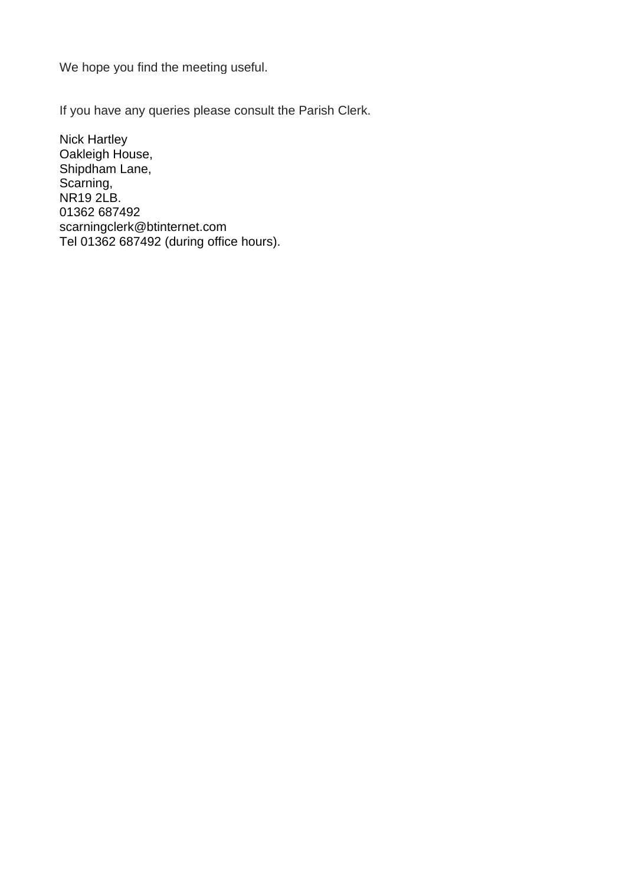We hope you find the meeting useful.

If you have any queries please consult the Parish Clerk.

Nick Hartley  
Oakleigh House,  
Shipdham Lane,  
Scarning,  
NR19 2LB.  
01362 687492  
scarningclerk@btinternet.com  
Tel 01362 687492 (during office hours).